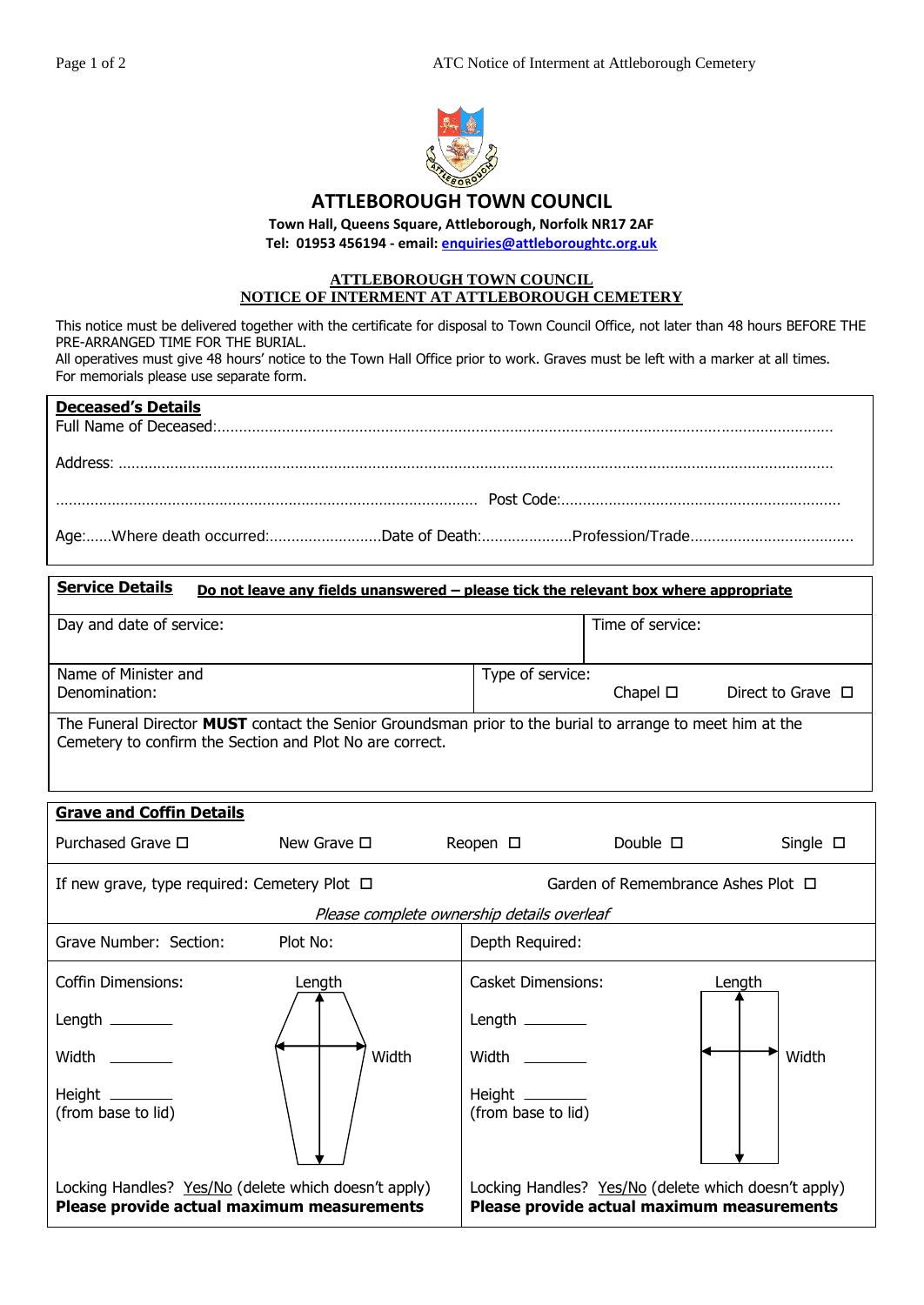# ATTLEBOROUGH TOWN COUNCIL

**Town Hall, Queens Square, Attleborough, Norfolk NR17 2AF**
**Tel: 01953 456194 - email: enquiries@attleboroughtc.org.uk**

## ATTLEBOROUGH TOWN COUNCIL
## NOTICE OF INTERMENT AT ATTLEBOROUGH CEMETERY

This notice must be delivered together with the certificate for disposal to Town Council Office, not later than 48 hours BEFORE THE PRE-ARRANGED TIME FOR THE BURIAL.
All operatives must give 48 hours' notice to the Town Hall Office prior to work. Graves must be left with a marker at all times.
For memorials please use separate form.

### Deceased's Details

Full Name of Deceased:…………………………………………………………………………………………………………………………

Address: ……………………………………………………………………………………………………………………………………

…………………………………………………………………………………… Post Code:……………………………………………………

Age:……Where death occurred:……………………Date of Death:…………………Profession/Trade…………………………………

### Service Details

**Do not leave any fields unanswered – please tick the relevant box where appropriate**

| Day and date of service: | Time of service: |
|---|---|
| Name of Minister and Denomination: | Type of service: Chapel ☐ Direct to Grave ☐ |

The Funeral Director **MUST** contact the Senior Groundsman prior to the burial to arrange to meet him at the Cemetery to confirm the Section and Plot No are correct.

### Grave and Coffin Details

Purchased Grave ☐ New Grave ☐ Reopen ☐ Double ☐ Single ☐

If new grave, type required: Cemetery Plot ☐ Garden of Remembrance Ashes Plot ☐

*Please complete ownership details overleaf*

| Grave Number: Section: Plot No: | Depth Required: |
|---|---|
| Coffin Dimensions:<br>Length ________<br>Width ________<br>Height ________<br>(from base to lid)<br><br>Locking Handles? Yes/No (delete which doesn't apply)<br>**Please provide actual maximum measurements** | Casket Dimensions:<br>Length ________<br>Width ________<br>Height ________<br>(from base to lid)<br><br>Locking Handles? Yes/No (delete which doesn't apply)<br>**Please provide actual maximum measurements** |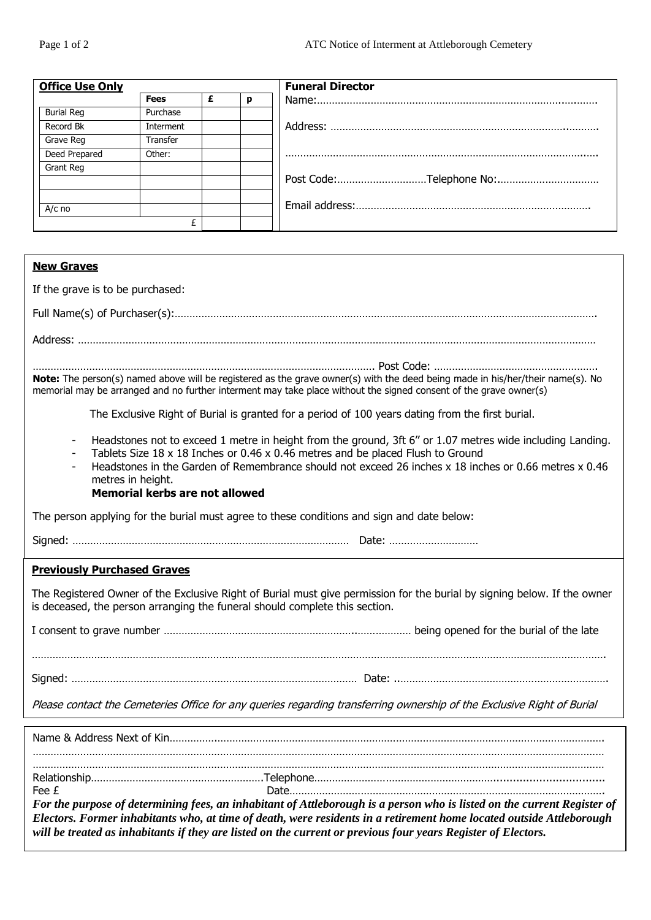**Office Use Only**

| | Fees | £ | p |
|---|---|---|---|
| Burial Reg | Purchase | | |
| Record Bk | Interment | | |
| Grave Reg | Transfer | | |
| Deed Prepared | Other: | | |
| Grant Reg | | | |
| | | | |
| | | | |
| A/c no | | | |
| | £ | | |

**Funeral Director**

Name:……………………………………………………………………………….……….

Address: ……………………………………………………………………….……….

………………………………………………………………………………………..….

Post Code:…………………………Telephone No:……………………………

Email address:……………………………………………………………………

**New Graves**

If the grave is to be purchased:

Full Name(s) of Purchaser(s):…………………………………………………………………………………………………………………………

Address: ……………………………………………………………………………………………………………………………………………

……………………………………………………………………………………………………… Post Code: ………………………………………………

**Note:** The person(s) named above will be registered as the grave owner(s) with the deed being made in his/her/their name(s). No memorial may be arranged and no further interment may take place without the signed consent of the grave owner(s)

The Exclusive Right of Burial is granted for a period of 100 years dating from the first burial.

- Headstones not to exceed 1 metre in height from the ground, 3ft 6" or 1.07 metres wide including Landing.
- Tablets Size 18 x 18 Inches or 0.46 x 0.46 metres and be placed Flush to Ground
- Headstones in the Garden of Remembrance should not exceed 26 inches x 18 inches or 0.66 metres x 0.46 metres in height.
  **Memorial kerbs are not allowed**

The person applying for the burial must agree to these conditions and sign and date below:

Signed: ………………………………………………………………………………… Date: …………………………

**Previously Purchased Graves**

The Registered Owner of the Exclusive Right of Burial must give permission for the burial by signing below. If the owner is deceased, the person arranging the funeral should complete this section.

I consent to grave number ………………………………………………………………… being opened for the burial of the late

……………………………………………………………………………………………………………………………………………………………

Signed: …………………………………………………………………………………… Date: ……………………………………………………………

*Please contact the Cemeteries Office for any queries regarding transferring ownership of the Exclusive Right of Burial*

Name & Address Next of Kin……………………………………………………………………………………………………………………………

……………………………………………………………………………………………………………………………………………………………

……………………………………………………………………………………………………………………………………………………………

Relationship…………………………………………………Telephone……………………………………………………………………………

Fee £ Date……………………………………………………………………………

***For the purpose of determining fees, an inhabitant of Attleborough is a person who is listed on the current Register of Electors. Former inhabitants who, at time of death, were residents in a retirement home located outside Attleborough will be treated as inhabitants if they are listed on the current or previous four years Register of Electors.***